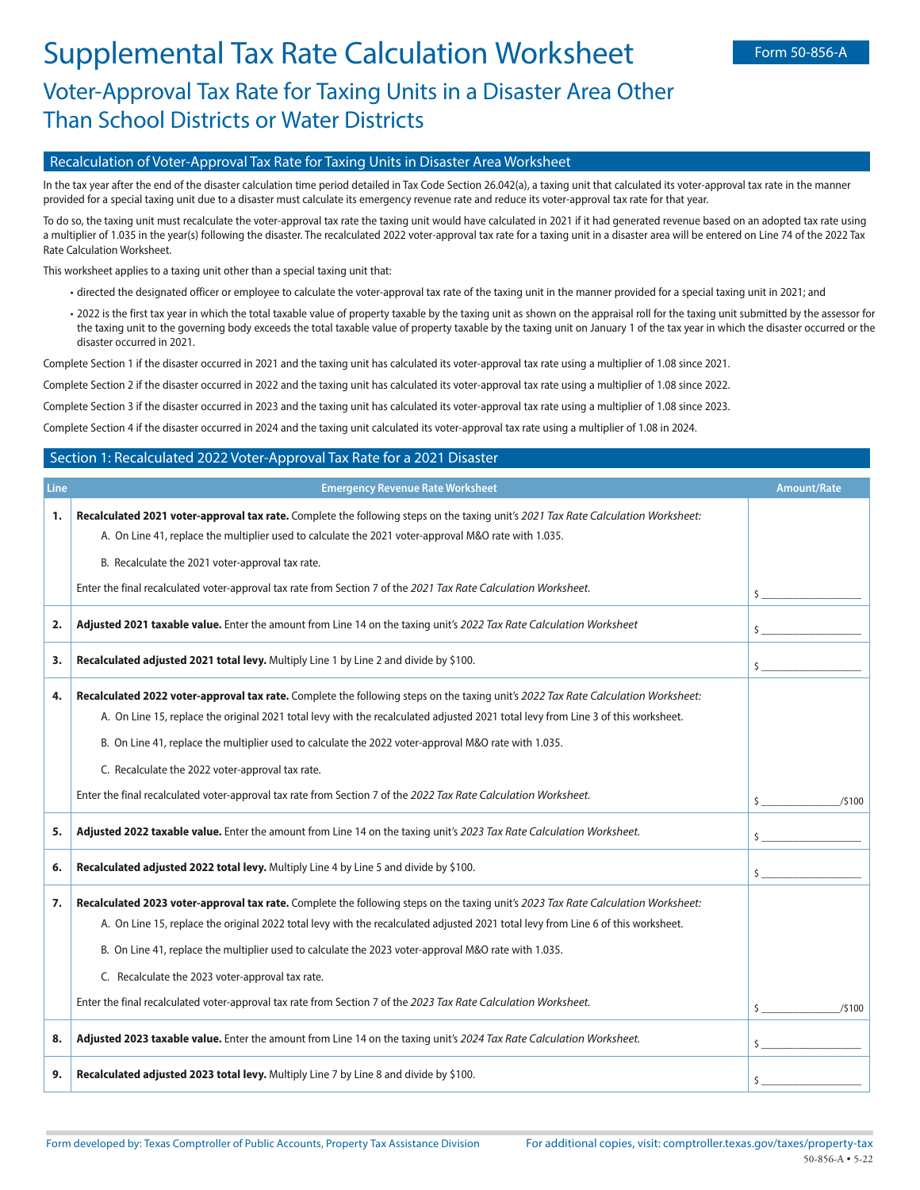# Supplemental Tax Rate Calculation Worksheet

Form 50-856-A

## Voter-Approval Tax Rate for Taxing Units in a Disaster Area Other Than School Districts or Water Districts

### Recalculation of Voter-Approval Tax Rate for Taxing Units in Disaster Area Worksheet

In the tax year after the end of the disaster calculation time period detailed in Tax Code Section 26.042(a), a taxing unit that calculated its voter-approval tax rate in the manner provided for a special taxing unit due to a disaster must calculate its emergency revenue rate and reduce its voter-approval tax rate for that year.

To do so, the taxing unit must recalculate the voter-approval tax rate the taxing unit would have calculated in 2021 if it had generated revenue based on an adopted tax rate using a multiplier of 1.035 in the year(s) following the disaster. The recalculated 2022 voter-approval tax rate for a taxing unit in a disaster area will be entered on Line 74 of the 2022 Tax Rate Calculation Worksheet.

This worksheet applies to a taxing unit other than a special taxing unit that:

- directed the designated officer or employee to calculate the voter-approval tax rate of the taxing unit in the manner provided for a special taxing unit in 2021; and
- 2022 is the first tax year in which the total taxable value of property taxable by the taxing unit as shown on the appraisal roll for the taxing unit submitted by the assessor for the taxing unit to the governing body exceeds the total taxable value of property taxable by the taxing unit on January 1 of the tax year in which the disaster occurred or the disaster occurred in 2021.

Complete Section 1 if the disaster occurred in 2021 and the taxing unit has calculated its voter-approval tax rate using a multiplier of 1.08 since 2021.

Complete Section 2 if the disaster occurred in 2022 and the taxing unit has calculated its voter-approval tax rate using a multiplier of 1.08 since 2022.

Complete Section 3 if the disaster occurred in 2023 and the taxing unit has calculated its voter-approval tax rate using a multiplier of 1.08 since 2023.

Complete Section 4 if the disaster occurred in 2024 and the taxing unit calculated its voter-approval tax rate using a multiplier of 1.08 in 2024.

### Section 1: Recalculated 2022 Voter-Approval Tax Rate for a 2021 Disaster

| Line | Emergency Revenue Rate Worksheet | Amount/Rate |
|---|---|---|
| 1. | **Recalculated 2021 voter-approval tax rate.** Complete the following steps on the taxing unit's *2021 Tax Rate Calculation Worksheet:*<br>A. On Line 41, replace the multiplier used to calculate the 2021 voter-approval M&O rate with 1.035.<br>B. Recalculate the 2021 voter-approval tax rate.<br>Enter the final recalculated voter-approval tax rate from Section 7 of the *2021 Tax Rate Calculation Worksheet.* | $ __________ |
| 2. | **Adjusted 2021 taxable value.** Enter the amount from Line 14 on the taxing unit's *2022 Tax Rate Calculation Worksheet* | $ __________ |
| 3. | **Recalculated adjusted 2021 total levy.** Multiply Line 1 by Line 2 and divide by $100. | $ __________ |
| 4. | **Recalculated 2022 voter-approval tax rate.** Complete the following steps on the taxing unit's *2022 Tax Rate Calculation Worksheet:*<br>A. On Line 15, replace the original 2021 total levy with the recalculated adjusted 2021 total levy from Line 3 of this worksheet.<br>B. On Line 41, replace the multiplier used to calculate the 2022 voter-approval M&O rate with 1.035.<br>C. Recalculate the 2022 voter-approval tax rate.<br>Enter the final recalculated voter-approval tax rate from Section 7 of the *2022 Tax Rate Calculation Worksheet.* | $ __________/$100 |
| 5. | **Adjusted 2022 taxable value.** Enter the amount from Line 14 on the taxing unit's *2023 Tax Rate Calculation Worksheet.* | $ __________ |
| 6. | **Recalculated adjusted 2022 total levy.** Multiply Line 4 by Line 5 and divide by $100. | $ __________ |
| 7. | **Recalculated 2023 voter-approval tax rate.** Complete the following steps on the taxing unit's *2023 Tax Rate Calculation Worksheet:*<br>A. On Line 15, replace the original 2022 total levy with the recalculated adjusted 2021 total levy from Line 6 of this worksheet.<br>B. On Line 41, replace the multiplier used to calculate the 2023 voter-approval M&O rate with 1.035.<br>C. Recalculate the 2023 voter-approval tax rate.<br>Enter the final recalculated voter-approval tax rate from Section 7 of the *2023 Tax Rate Calculation Worksheet.* | $ __________/$100 |
| 8. | **Adjusted 2023 taxable value.** Enter the amount from Line 14 on the taxing unit's *2024 Tax Rate Calculation Worksheet.* | $ __________ |
| 9. | **Recalculated adjusted 2023 total levy.** Multiply Line 7 by Line 8 and divide by $100. | $ __________ |

Form developed by: Texas Comptroller of Public Accounts, Property Tax Assistance Division

For additional copies, visit: comptroller.texas.gov/taxes/property-tax

50-856-A • 5-22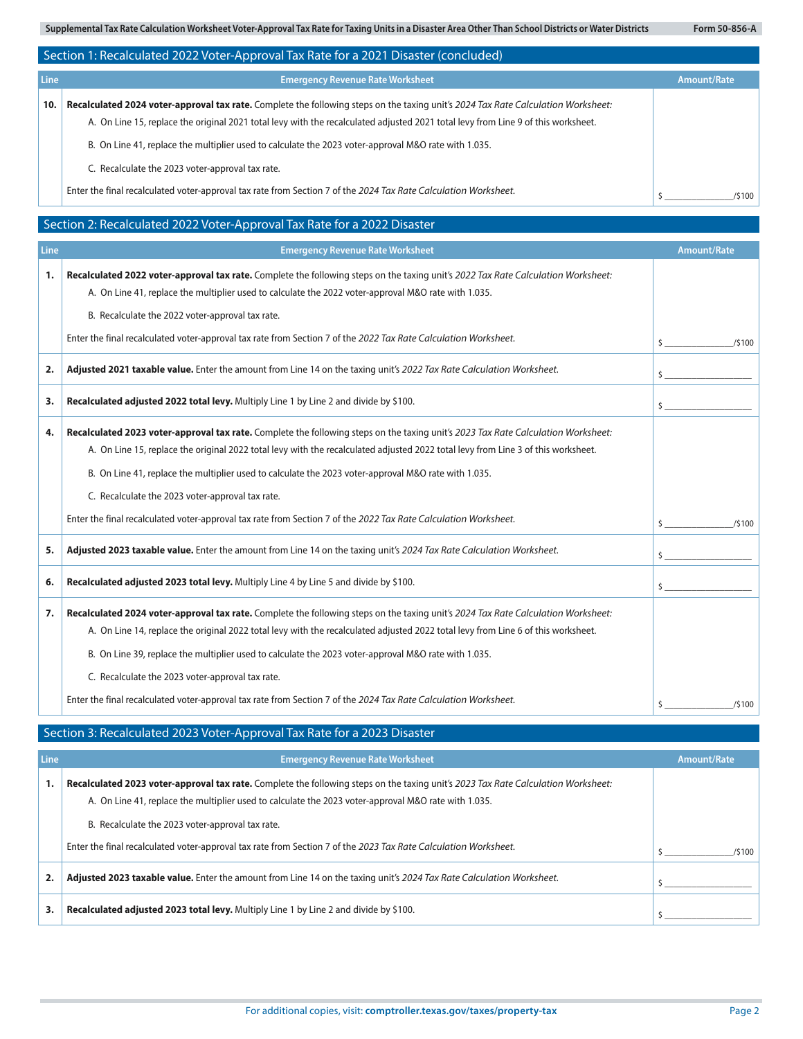## Section 1: Recalculated 2022 Voter-Approval Tax Rate for a 2021 Disaster (concluded)

| Line | Emergency Revenue Rate Worksheet | Amount/Rate |
|---|---|---|
| 10. | **Recalculated 2024 voter-approval tax rate.** Complete the following steps on the taxing unit's *2024 Tax Rate Calculation Worksheet:*<br>A. On Line 15, replace the original 2021 total levy with the recalculated adjusted 2021 total levy from Line 9 of this worksheet.<br>B. On Line 41, replace the multiplier used to calculate the 2023 voter-approval M&O rate with 1.035.<br>C. Recalculate the 2023 voter-approval tax rate.<br>Enter the final recalculated voter-approval tax rate from Section 7 of the *2024 Tax Rate Calculation Worksheet.* | $ ______/$100 |

## Section 2: Recalculated 2022 Voter-Approval Tax Rate for a 2022 Disaster

| Line | Emergency Revenue Rate Worksheet | Amount/Rate |
|---|---|---|
| 1. | **Recalculated 2022 voter-approval tax rate.** Complete the following steps on the taxing unit's *2022 Tax Rate Calculation Worksheet:*<br>A. On Line 41, replace the multiplier used to calculate the 2022 voter-approval M&O rate with 1.035.<br>B. Recalculate the 2022 voter-approval tax rate.<br>Enter the final recalculated voter-approval tax rate from Section 7 of the *2022 Tax Rate Calculation Worksheet.* | $ ______/$100 |
| 2. | **Adjusted 2021 taxable value.** Enter the amount from Line 14 on the taxing unit's *2022 Tax Rate Calculation Worksheet.* | $ ______ |
| 3. | **Recalculated adjusted 2022 total levy.** Multiply Line 1 by Line 2 and divide by $100. | $ ______ |
| 4. | **Recalculated 2023 voter-approval tax rate.** Complete the following steps on the taxing unit's *2023 Tax Rate Calculation Worksheet:*<br>A. On Line 15, replace the original 2022 total levy with the recalculated adjusted 2022 total levy from Line 3 of this worksheet.<br>B. On Line 41, replace the multiplier used to calculate the 2023 voter-approval M&O rate with 1.035.<br>C. Recalculate the 2023 voter-approval tax rate.<br>Enter the final recalculated voter-approval tax rate from Section 7 of the *2022 Tax Rate Calculation Worksheet.* | $ ______/$100 |
| 5. | **Adjusted 2023 taxable value.** Enter the amount from Line 14 on the taxing unit's *2024 Tax Rate Calculation Worksheet.* | $ ______ |
| 6. | **Recalculated adjusted 2023 total levy.** Multiply Line 4 by Line 5 and divide by $100. | $ ______ |
| 7. | **Recalculated 2024 voter-approval tax rate.** Complete the following steps on the taxing unit's *2024 Tax Rate Calculation Worksheet:*<br>A. On Line 14, replace the original 2022 total levy with the recalculated adjusted 2022 total levy from Line 6 of this worksheet.<br>B. On Line 39, replace the multiplier used to calculate the 2023 voter-approval M&O rate with 1.035.<br>C. Recalculate the 2023 voter-approval tax rate.<br>Enter the final recalculated voter-approval tax rate from Section 7 of the *2024 Tax Rate Calculation Worksheet.* | $ ______/$100 |

## Section 3: Recalculated 2023 Voter-Approval Tax Rate for a 2023 Disaster

| Line | Emergency Revenue Rate Worksheet | Amount/Rate |
|---|---|---|
| 1. | **Recalculated 2023 voter-approval tax rate.** Complete the following steps on the taxing unit's *2023 Tax Rate Calculation Worksheet:*<br>A. On Line 41, replace the multiplier used to calculate the 2023 voter-approval M&O rate with 1.035.<br>B. Recalculate the 2023 voter-approval tax rate.<br>Enter the final recalculated voter-approval tax rate from Section 7 of the *2023 Tax Rate Calculation Worksheet.* | $ ______/$100 |
| 2. | **Adjusted 2023 taxable value.** Enter the amount from Line 14 on the taxing unit's *2024 Tax Rate Calculation Worksheet.* | $ ______ |
| 3. | **Recalculated adjusted 2023 total levy.** Multiply Line 1 by Line 2 and divide by $100. | $ ______ |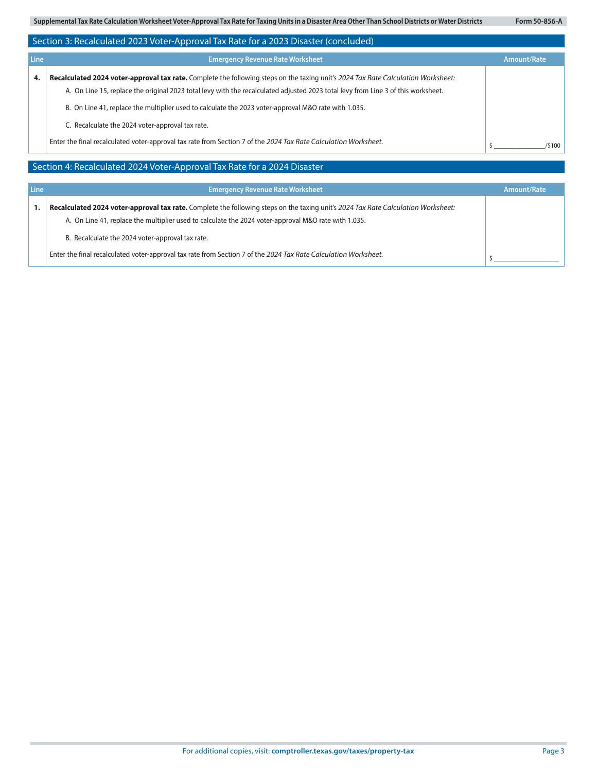## Section 3: Recalculated 2023 Voter-Approval Tax Rate for a 2023 Disaster (concluded)

| Line | Emergency Revenue Rate Worksheet | Amount/Rate |
|---|---|---|
| 4. | **Recalculated 2024 voter-approval tax rate.** Complete the following steps on the taxing unit's *2024 Tax Rate Calculation Worksheet:*<br>A. On Line 15, replace the original 2023 total levy with the recalculated adjusted 2023 total levy from Line 3 of this worksheet.<br>B. On Line 41, replace the multiplier used to calculate the 2023 voter-approval M&O rate with 1.035.<br>C. Recalculate the 2024 voter-approval tax rate.<br>Enter the final recalculated voter-approval tax rate from Section 7 of the *2024 Tax Rate Calculation Worksheet.* | $ ______________/$100 |

## Section 4: Recalculated 2024 Voter-Approval Tax Rate for a 2024 Disaster

| Line | Emergency Revenue Rate Worksheet | Amount/Rate |
|---|---|---|
| 1. | **Recalculated 2024 voter-approval tax rate.** Complete the following steps on the taxing unit's *2024 Tax Rate Calculation Worksheet:*<br>A. On Line 41, replace the multiplier used to calculate the 2024 voter-approval M&O rate with 1.035.<br>B. Recalculate the 2024 voter-approval tax rate.<br>Enter the final recalculated voter-approval tax rate from Section 7 of the *2024 Tax Rate Calculation Worksheet.* | $ __________________ |